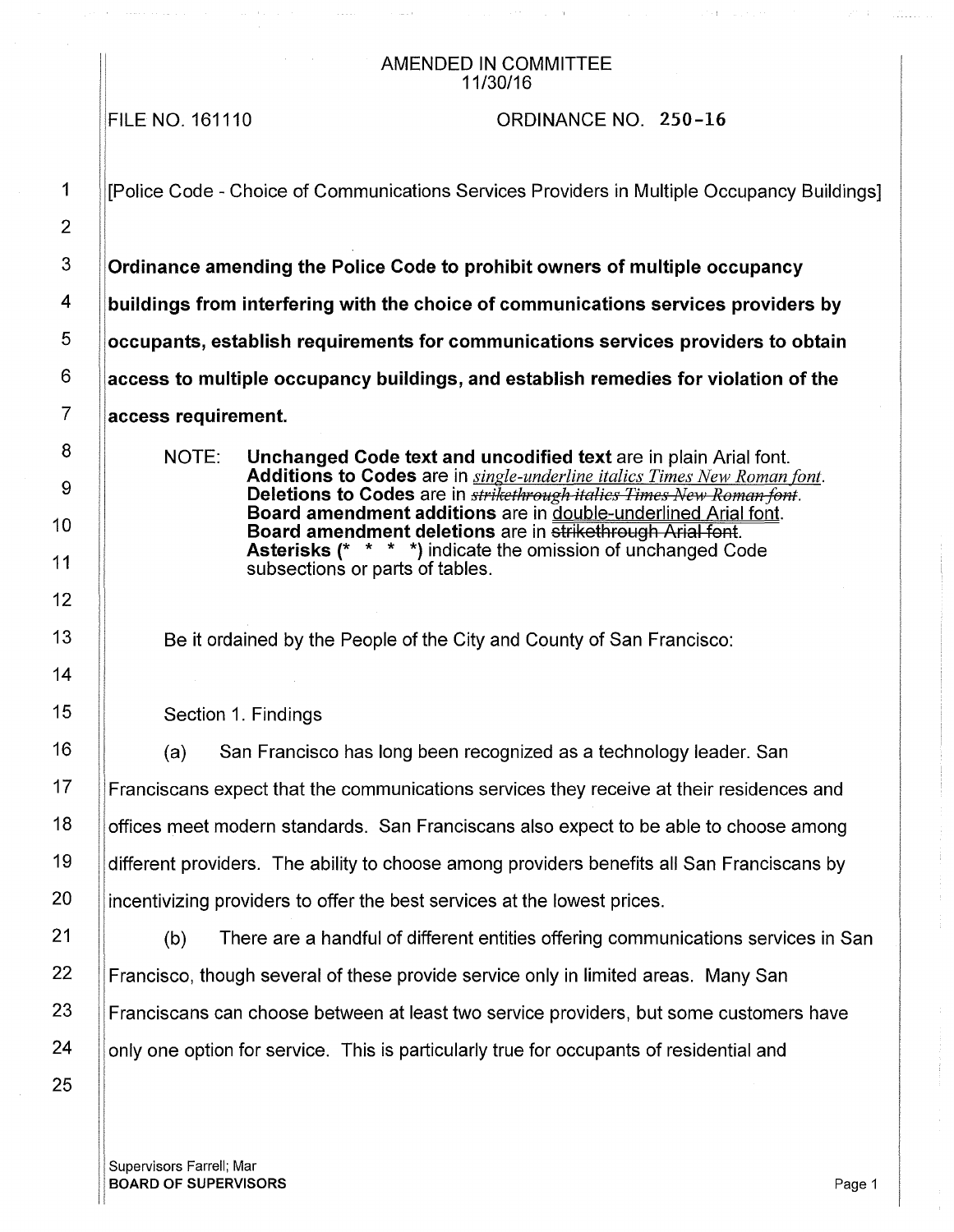AMENDED IN COMMITTEE
11/30/16

FILE NO. 161110 ORDINANCE NO. 250-16

[Police Code - Choice of Communications Services Providers in Multiple Occupancy Buildings]

**Ordinance amending the Police Code to prohibit owners of multiple occupancy buildings from interfering with the choice of communications services providers by occupants, establish requirements for communications services providers to obtain access to multiple occupancy buildings, and establish remedies for violation of the access requirement.**

NOTE: **Unchanged Code text and uncodified text** are in plain Arial font.
**Additions to Codes** are in *single-underline italics Times New Roman font*.
**Deletions to Codes** are in ~~*strikethrough italics Times New Roman font*~~.
**Board amendment additions** are in double-underlined Arial font.
**Board amendment deletions** are in ~~strikethrough Arial font~~.
**Asterisks (* * * *)** indicate the omission of unchanged Code subsections or parts of tables.

Be it ordained by the People of the City and County of San Francisco:

Section 1. Findings

(a) San Francisco has long been recognized as a technology leader. San Franciscans expect that the communications services they receive at their residences and offices meet modern standards. San Franciscans also expect to be able to choose among different providers. The ability to choose among providers benefits all San Franciscans by incentivizing providers to offer the best services at the lowest prices.

(b) There are a handful of different entities offering communications services in San Francisco, though several of these provide service only in limited areas. Many San Franciscans can choose between at least two service providers, but some customers have only one option for service. This is particularly true for occupants of residential and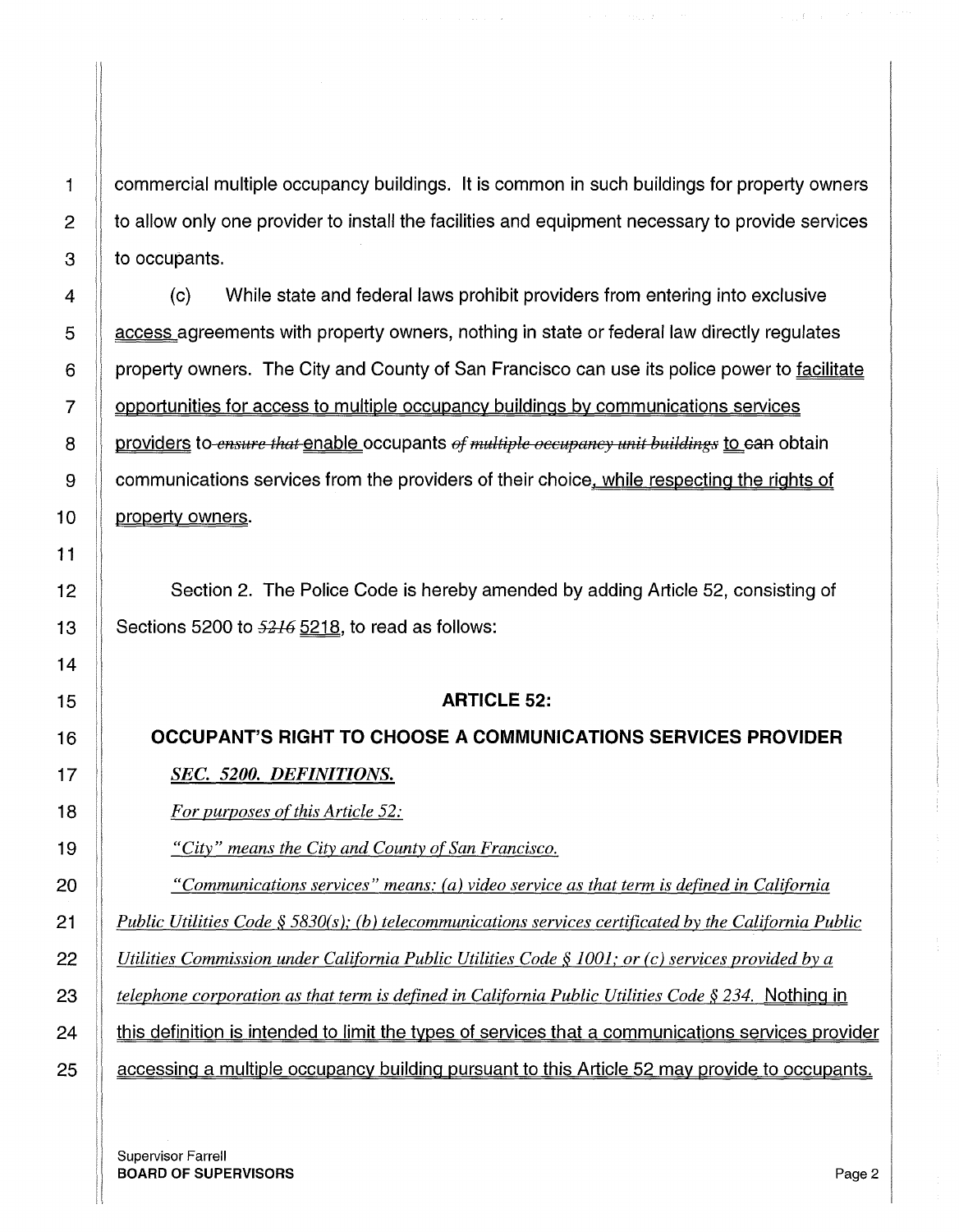commercial multiple occupancy buildings. It is common in such buildings for property owners to allow only one provider to install the facilities and equipment necessary to provide services to occupants.

(c) While state and federal laws prohibit providers from entering into exclusive access agreements with property owners, nothing in state or federal law directly regulates property owners. The City and County of San Francisco can use its police power to facilitate opportunities for access to multiple occupancy buildings by communications services providers to ~~ensure that~~ enable occupants ~~of multiple occupancy unit buildings~~ to ~~can~~ obtain communications services from the providers of their choice, while respecting the rights of property owners.

Section 2. The Police Code is hereby amended by adding Article 52, consisting of Sections 5200 to ~~5216~~ 5218, to read as follows:

## ARTICLE 52:

## OCCUPANT'S RIGHT TO CHOOSE A COMMUNICATIONS SERVICES PROVIDER

*SEC. 5200. DEFINITIONS.*

*For purposes of this Article 52:*

*"City" means the City and County of San Francisco.*

*"Communications services" means: (a) video service as that term is defined in California Public Utilities Code § 5830(s); (b) telecommunications services certificated by the California Public Utilities Commission under California Public Utilities Code § 1001; or (c) services provided by a telephone corporation as that term is defined in California Public Utilities Code § 234.* Nothing in this definition is intended to limit the types of services that a communications services provider accessing a multiple occupancy building pursuant to this Article 52 may provide to occupants.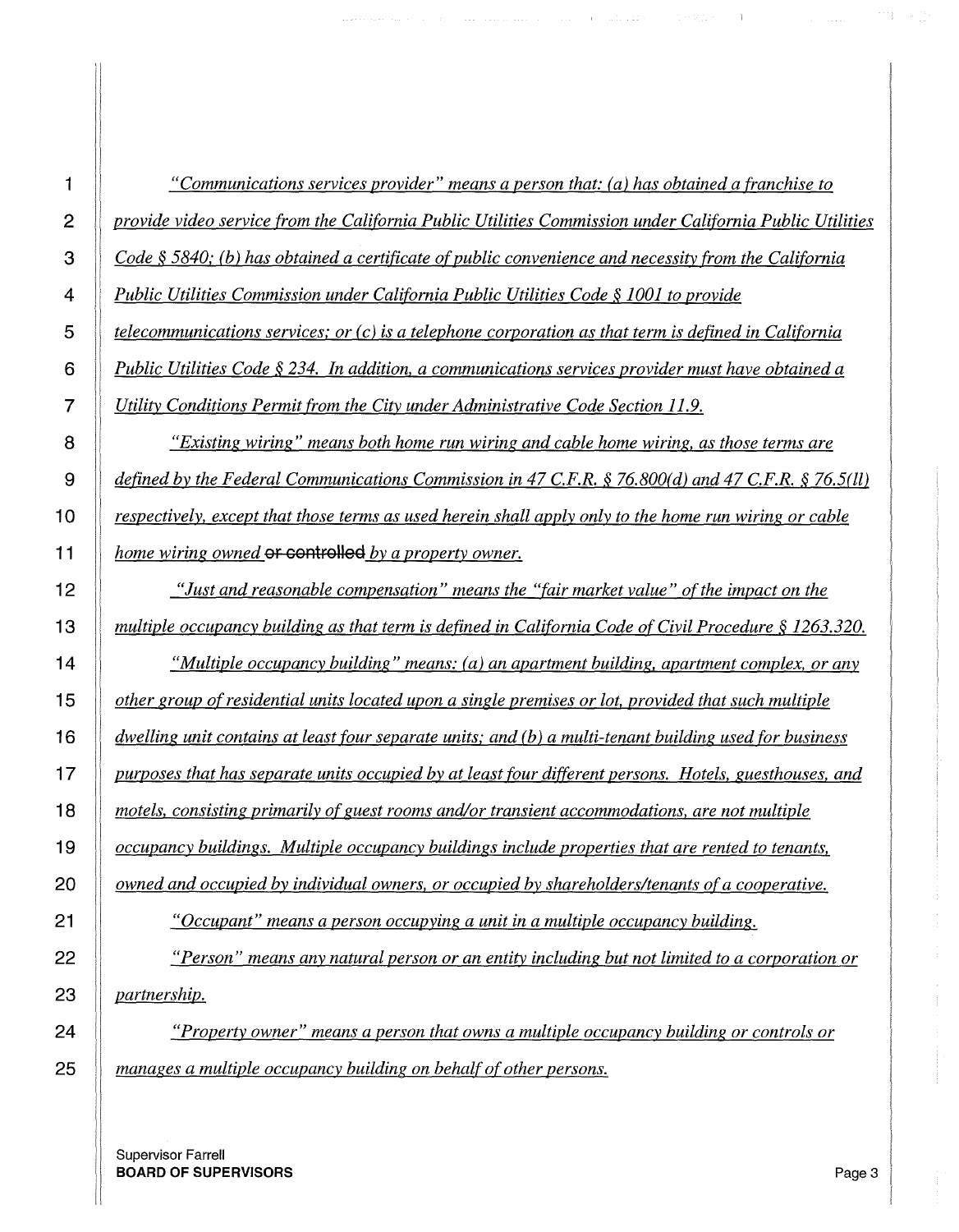*"Communications services provider" means a person that: (a) has obtained a franchise to provide video service from the California Public Utilities Commission under California Public Utilities Code § 5840; (b) has obtained a certificate of public convenience and necessity from the California Public Utilities Commission under California Public Utilities Code § 1001 to provide telecommunications services; or (c) is a telephone corporation as that term is defined in California Public Utilities Code § 234. In addition, a communications services provider must have obtained a Utility Conditions Permit from the City under Administrative Code Section 11.9.*

*"Existing wiring" means both home run wiring and cable home wiring, as those terms are defined by the Federal Communications Commission in 47 C.F.R. § 76.800(d) and 47 C.F.R. § 76.5(ll) respectively, except that those terms as used herein shall apply only to the home run wiring or cable home wiring owned* ~~or controlled~~ *by a property owner.*

*"Just and reasonable compensation" means the "fair market value" of the impact on the multiple occupancy building as that term is defined in California Code of Civil Procedure § 1263.320.*

*"Multiple occupancy building" means: (a) an apartment building, apartment complex, or any other group of residential units located upon a single premises or lot, provided that such multiple dwelling unit contains at least four separate units; and (b) a multi-tenant building used for business purposes that has separate units occupied by at least four different persons. Hotels, guesthouses, and motels, consisting primarily of guest rooms and/or transient accommodations, are not multiple occupancy buildings. Multiple occupancy buildings include properties that are rented to tenants, owned and occupied by individual owners, or occupied by shareholders/tenants of a cooperative.*

*"Occupant" means a person occupying a unit in a multiple occupancy building.*

*"Person" means any natural person or an entity including but not limited to a corporation or partnership.*

*"Property owner" means a person that owns a multiple occupancy building or controls or manages a multiple occupancy building on behalf of other persons.*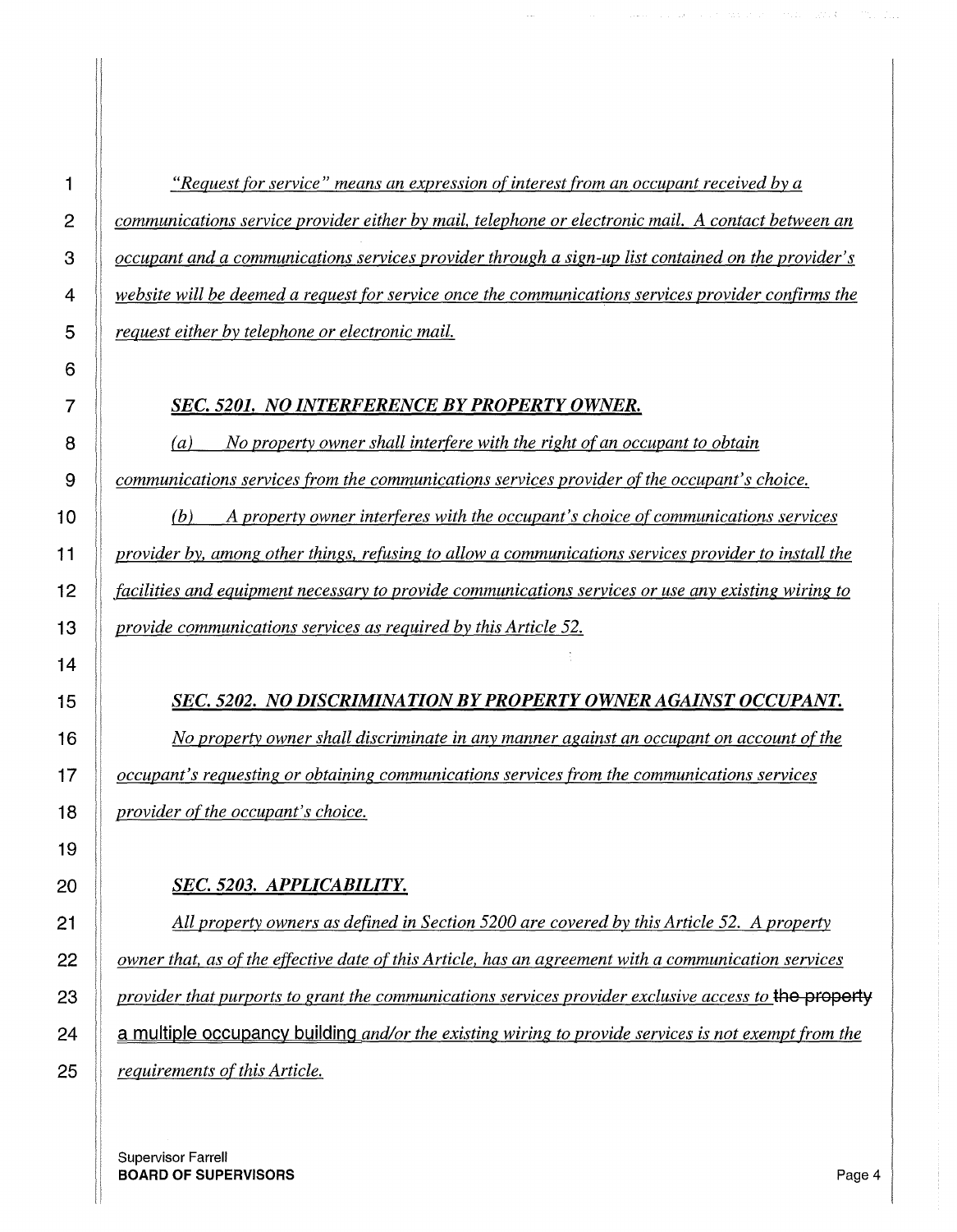*"Request for service" means an expression of interest from an occupant received by a communications service provider either by mail, telephone or electronic mail. A contact between an occupant and a communications services provider through a sign-up list contained on the provider's website will be deemed a request for service once the communications services provider confirms the request either by telephone or electronic mail.*

### *SEC. 5201. NO INTERFERENCE BY PROPERTY OWNER.*

*(a) No property owner shall interfere with the right of an occupant to obtain communications services from the communications services provider of the occupant's choice.*

*(b) A property owner interferes with the occupant's choice of communications services provider by, among other things, refusing to allow a communications services provider to install the facilities and equipment necessary to provide communications services or use any existing wiring to provide communications services as required by this Article 52.*

### *SEC. 5202. NO DISCRIMINATION BY PROPERTY OWNER AGAINST OCCUPANT.*

*No property owner shall discriminate in any manner against an occupant on account of the occupant's requesting or obtaining communications services from the communications services provider of the occupant's choice.*

### *SEC. 5203. APPLICABILITY.*

*All property owners as defined in Section 5200 are covered by this Article 52. A property owner that, as of the effective date of this Article, has an agreement with a communication services provider that purports to grant the communications services provider exclusive access to* ~~the property~~ a multiple occupancy building *and/or the existing wiring to provide services is not exempt from the requirements of this Article.*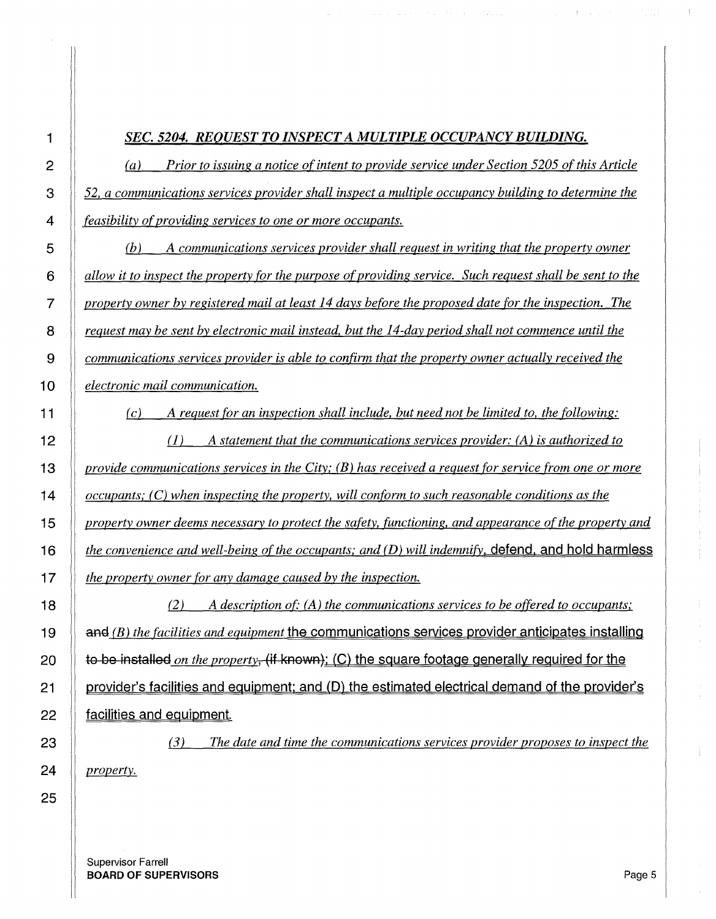## *SEC. 5204. REQUEST TO INSPECT A MULTIPLE OCCUPANCY BUILDING.*

*(a) Prior to issuing a notice of intent to provide service under Section 5205 of this Article 52, a communications services provider shall inspect a multiple occupancy building to determine the feasibility of providing services to one or more occupants.*

*(b) A communications services provider shall request in writing that the property owner allow it to inspect the property for the purpose of providing service. Such request shall be sent to the property owner by registered mail at least 14 days before the proposed date for the inspection. The request may be sent by electronic mail instead, but the 14-day period shall not commence until the communications services provider is able to confirm that the property owner actually received the electronic mail communication.*

*(c) A request for an inspection shall include, but need not be limited to, the following:*

*(1) A statement that the communications services provider: (A) is authorized to provide communications services in the City; (B) has received a request for service from one or more occupants; (C) when inspecting the property, will conform to such reasonable conditions as the property owner deems necessary to protect the safety, functioning, and appearance of the property and the convenience and well-being of the occupants; and (D) will indemnify,* defend, and hold harmless *the property owner for any damage caused by the inspection.*

*(2) A description of: (A) the communications services to be offered to occupants;* ~~and~~ *(B) the facilities and equipment* the communications services provider anticipates installing ~~to be installed~~ *on the property*~~, (if known)~~; (C) the square footage generally required for the provider's facilities and equipment; and (D) the estimated electrical demand of the provider's facilities and equipment.

*(3) The date and time the communications services provider proposes to inspect the property.*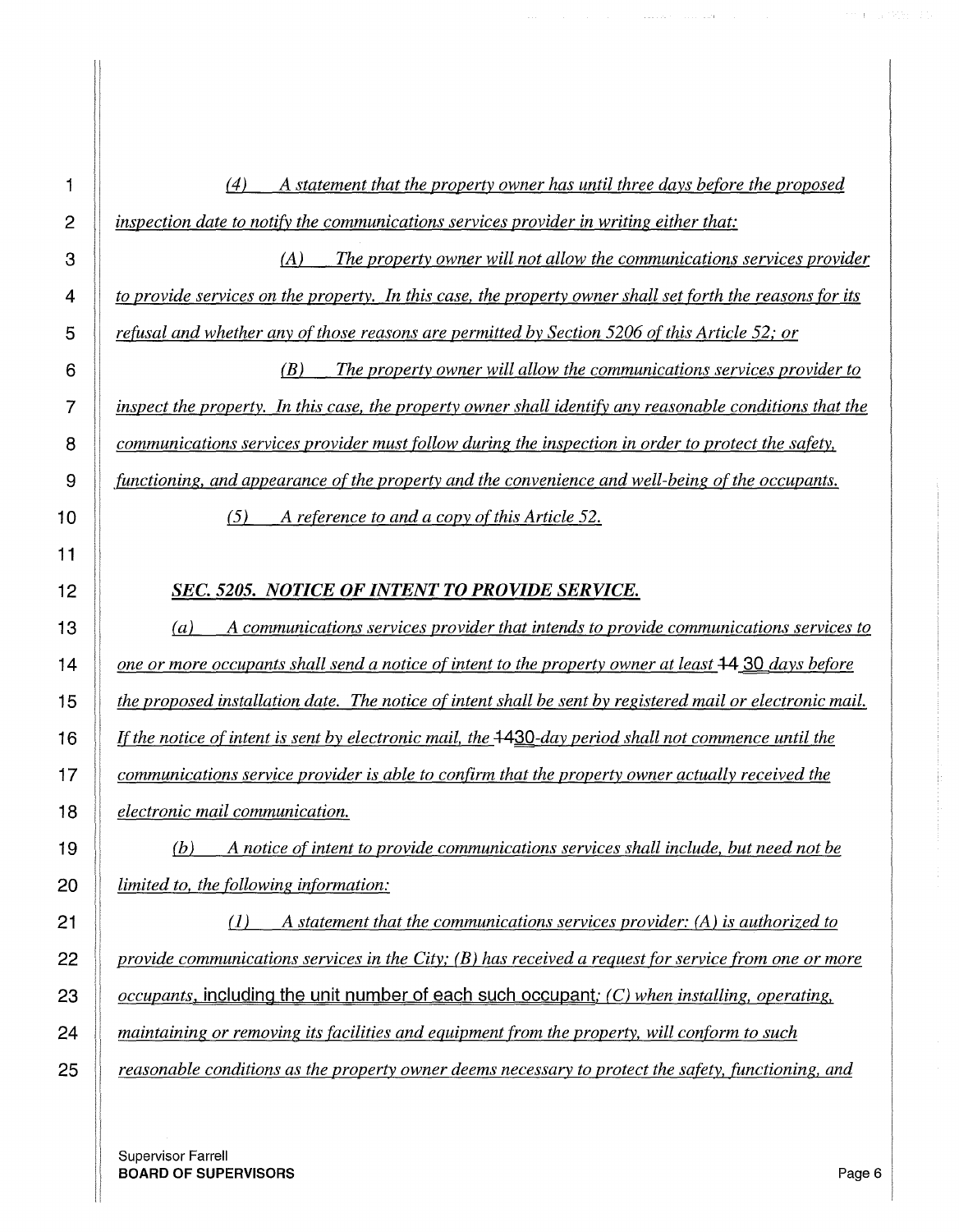*(4) A statement that the property owner has until three days before the proposed inspection date to notify the communications services provider in writing either that:*

*(A) The property owner will not allow the communications services provider to provide services on the property. In this case, the property owner shall set forth the reasons for its refusal and whether any of those reasons are permitted by Section 5206 of this Article 52; or*

*(B) The property owner will allow the communications services provider to inspect the property. In this case, the property owner shall identify any reasonable conditions that the communications services provider must follow during the inspection in order to protect the safety, functioning, and appearance of the property and the convenience and well-being of the occupants.*

*(5) A reference to and a copy of this Article 52.*

***SEC. 5205. NOTICE OF INTENT TO PROVIDE SERVICE.***

*(a) A communications services provider that intends to provide communications services to one or more occupants shall send a notice of intent to the property owner at least ~~14~~ 30 days before the proposed installation date. The notice of intent shall be sent by registered mail or electronic mail. If the notice of intent is sent by electronic mail, the ~~14~~30-day period shall not commence until the communications service provider is able to confirm that the property owner actually received the electronic mail communication.*

*(b) A notice of intent to provide communications services shall include, but need not be limited to, the following information:*

*(1) A statement that the communications services provider: (A) is authorized to provide communications services in the City; (B) has received a request for service from one or more occupants*, including the unit number of each such occupant*; (C) when installing, operating, maintaining or removing its facilities and equipment from the property, will conform to such reasonable conditions as the property owner deems necessary to protect the safety, functioning, and*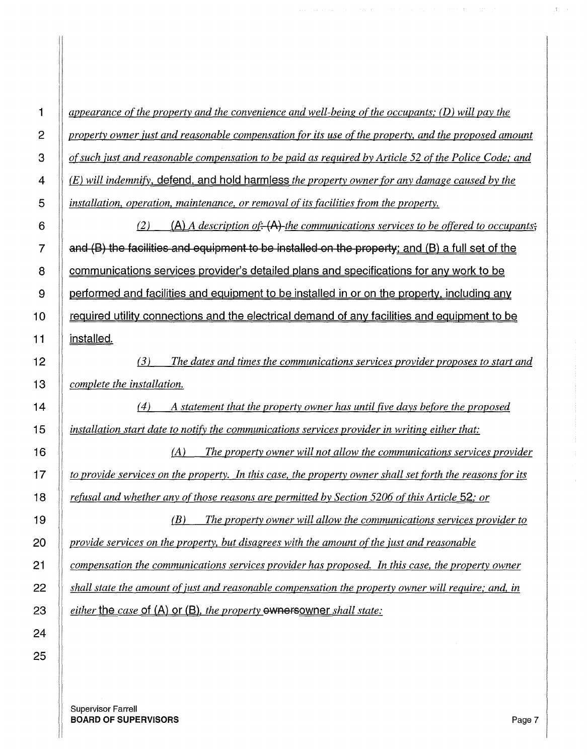*appearance of the property and the convenience and well-being of the occupants; (D) will pay the property owner just and reasonable compensation for its use of the property, and the proposed amount of such just and reasonable compensation to be paid as required by Article 52 of the Police Code; and (E) will indemnify*, defend, and hold harmless *the property owner for any damage caused by the installation, operation, maintenance, or removal of its facilities from the property.*

*(2)* (A) *A description of*~~: (A)~~ *the communications services to be offered to occupants*~~; and (B) the facilities and equipment to be installed on the property~~; and (B) a full set of the communications services provider's detailed plans and specifications for any work to be performed and facilities and equipment to be installed in or on the property, including any required utility connections and the electrical demand of any facilities and equipment to be installed.

*(3) The dates and times the communications services provider proposes to start and complete the installation.*

*(4) A statement that the property owner has until five days before the proposed installation start date to notify the communications services provider in writing either that:*

*(A) The property owner will not allow the communications services provider to provide services on the property. In this case, the property owner shall set forth the reasons for its refusal and whether any of those reasons are permitted by Section 5206 of this Article* 52*; or*

*(B) The property owner will allow the communications services provider to provide services on the property, but disagrees with the amount of the just and reasonable compensation the communications services provider has proposed. In this case, the property owner shall state the amount of just and reasonable compensation the property owner will require; and, in either* the *case* of (A) or (B)*, the property* ~~owners~~owner *shall state:*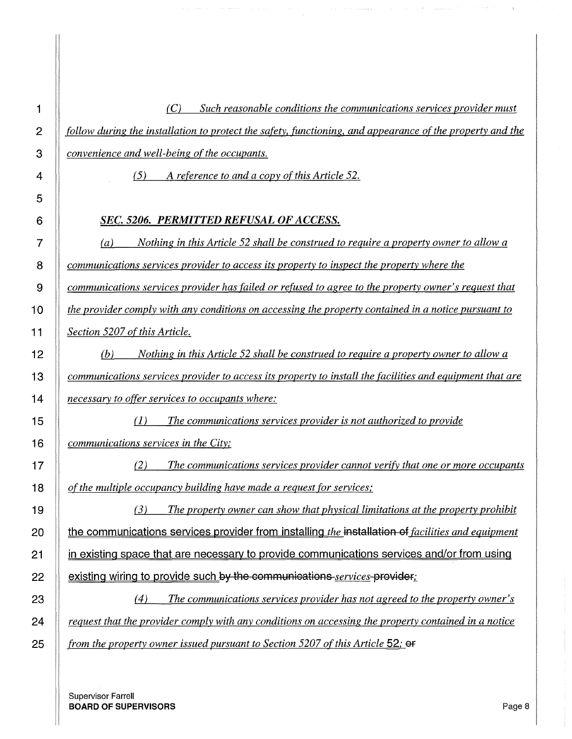*(C) Such reasonable conditions the communications services provider must follow during the installation to protect the safety, functioning, and appearance of the property and the convenience and well-being of the occupants.*

*(5) A reference to and a copy of this Article 52.*

***SEC. 5206. PERMITTED REFUSAL OF ACCESS.***

*(a) Nothing in this Article 52 shall be construed to require a property owner to allow a communications services provider to access its property to inspect the property where the communications services provider has failed or refused to agree to the property owner's request that the provider comply with any conditions on accessing the property contained in a notice pursuant to Section 5207 of this Article.*

*(b) Nothing in this Article 52 shall be construed to require a property owner to allow a communications services provider to access its property to install the facilities and equipment that are necessary to offer services to occupants where:*

*(1) The communications services provider is not authorized to provide communications services in the City;*

*(2) The communications services provider cannot verify that one or more occupants of the multiple occupancy building have made a request for services;*

*(3) The property owner can show that physical limitations at the property prohibit* the communications services provider from installing *the* ~~installation of~~ *facilities and equipment* in existing space that are necessary to provide communications services and/or from using existing wiring to provide such ~~by the communications~~ *services* ~~provider~~;

*(4) The communications services provider has not agreed to the property owner's request that the provider comply with any conditions on accessing the property contained in a notice from the property owner issued pursuant to Section 5207 of this Article* 52; ~~or~~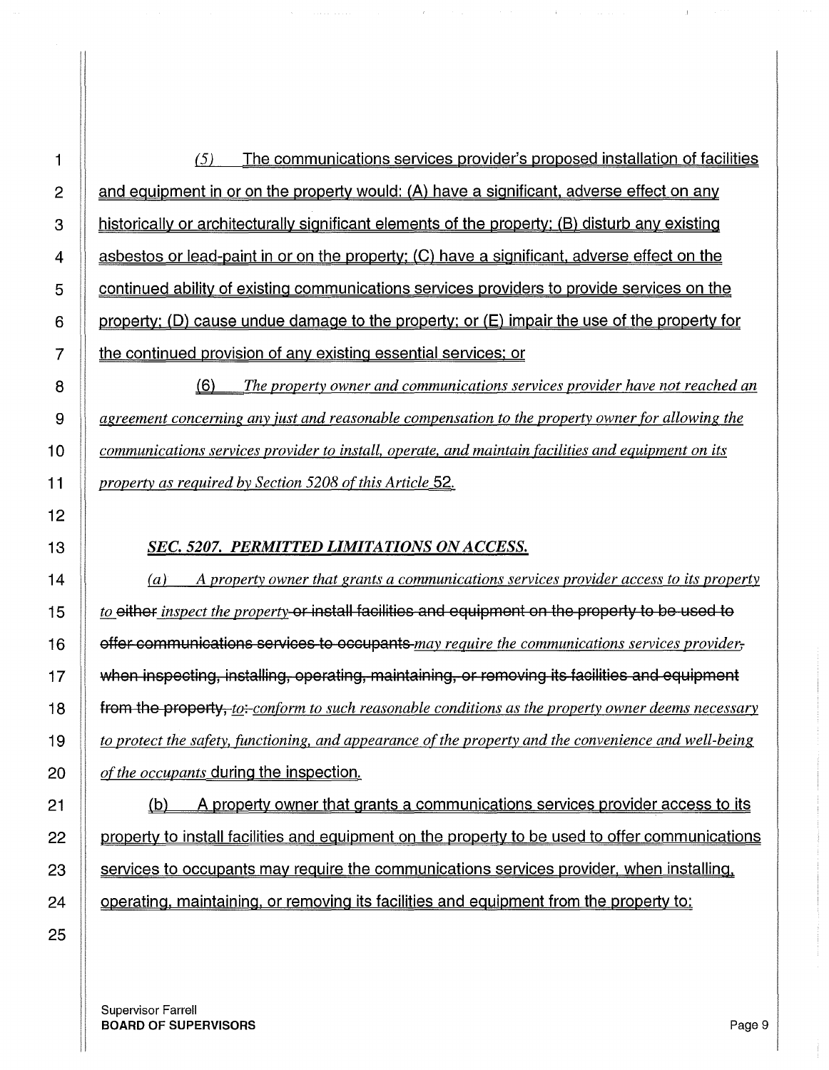(5) The communications services provider's proposed installation of facilities and equipment in or on the property would: (A) have a significant, adverse effect on any historically or architecturally significant elements of the property; (B) disturb any existing asbestos or lead-paint in or on the property; (C) have a significant, adverse effect on the continued ability of existing communications services providers to provide services on the property; (D) cause undue damage to the property; or (E) impair the use of the property for the continued provision of any existing essential services; or

(6) *The property owner and communications services provider have not reached an agreement concerning any just and reasonable compensation to the property owner for allowing the communications services provider to install, operate, and maintain facilities and equipment on its property as required by Section 5208 of this Article* 52.

***SEC. 5207. PERMITTED LIMITATIONS ON ACCESS.***

*(a) A property owner that grants a communications services provider access to its property to* ~~either~~ *inspect the property* ~~or install facilities and equipment on the property to be used to offer communications services to occupants~~ *may require the communications services provider*~~, when inspecting, installing, operating, maintaining, or removing its facilities and equipment from the property,~~ *to*~~:~~ *conform to such reasonable conditions as the property owner deems necessary to protect the safety, functioning, and appearance of the property and the convenience and well-being of the occupants* during the inspection.

(b) A property owner that grants a communications services provider access to its property to install facilities and equipment on the property to be used to offer communications services to occupants may require the communications services provider, when installing, operating, maintaining, or removing its facilities and equipment from the property to: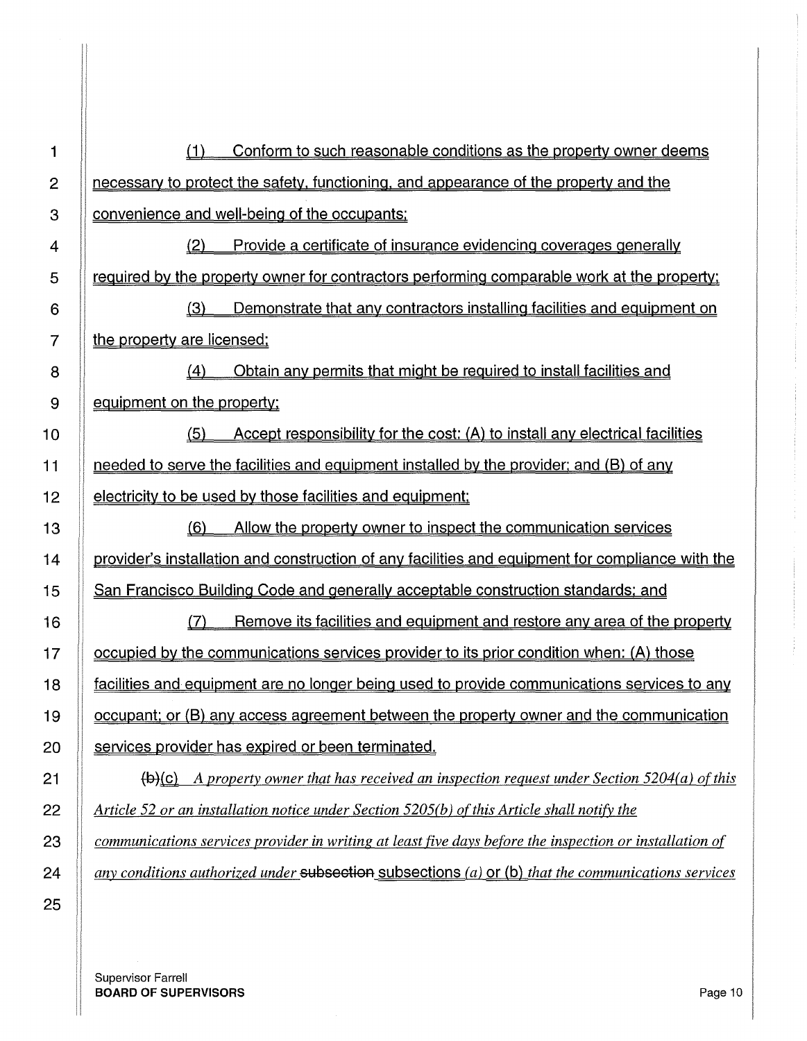(1) Conform to such reasonable conditions as the property owner deems necessary to protect the safety, functioning, and appearance of the property and the convenience and well-being of the occupants;

(2) Provide a certificate of insurance evidencing coverages generally required by the property owner for contractors performing comparable work at the property;

(3) Demonstrate that any contractors installing facilities and equipment on the property are licensed;

(4) Obtain any permits that might be required to install facilities and equipment on the property;

(5) Accept responsibility for the cost: (A) to install any electrical facilities needed to serve the facilities and equipment installed by the provider; and (B) of any electricity to be used by those facilities and equipment;

(6) Allow the property owner to inspect the communication services provider's installation and construction of any facilities and equipment for compliance with the San Francisco Building Code and generally acceptable construction standards; and

(7) Remove its facilities and equipment and restore any area of the property occupied by the communications services provider to its prior condition when: (A) those facilities and equipment are no longer being used to provide communications services to any occupant; or (B) any access agreement between the property owner and the communication services provider has expired or been terminated.

~~(b)~~(c) *A property owner that has received an inspection request under Section 5204(a) of this Article 52 or an installation notice under Section 5205(b) of this Article shall notify the communications services provider in writing at least five days before the inspection or installation of any conditions authorized under* ~~subsection~~ subsections *(a)* or (b) *that the communications services*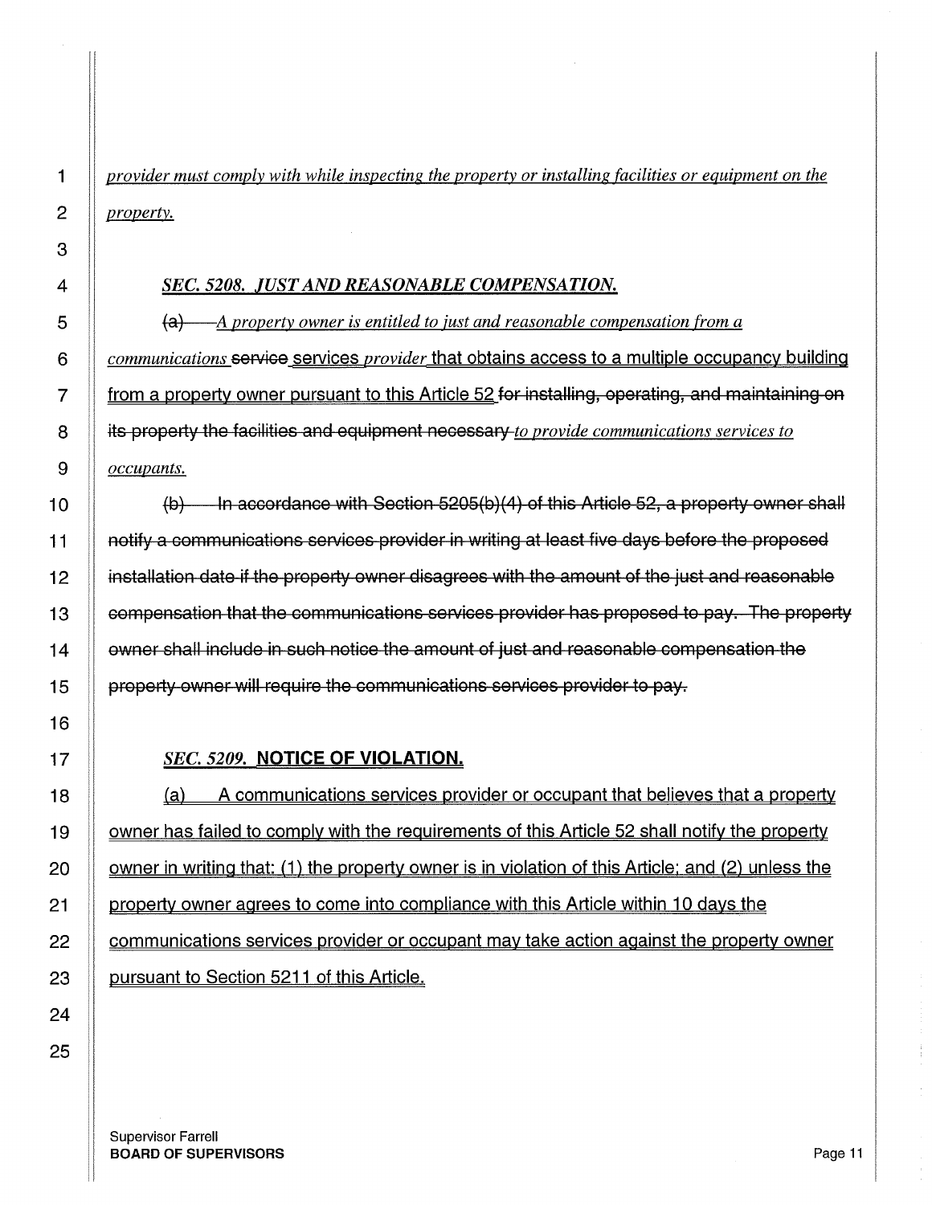*provider must comply with while inspecting the property or installing facilities or equipment on the property.*

### *SEC. 5208. JUST AND REASONABLE COMPENSATION.*

~~(a)~~ *A property owner is entitled to just and reasonable compensation from a communications* ~~service~~ services *provider* that obtains access to a multiple occupancy building from a property owner pursuant to this Article 52 ~~for installing, operating, and maintaining on its property the facilities and equipment necessary~~ *to provide communications services to occupants.*

~~(b) In accordance with Section 5205(b)(4) of this Article 52, a property owner shall notify a communications services provider in writing at least five days before the proposed installation date if the property owner disagrees with the amount of the just and reasonable compensation that the communications services provider has proposed to pay. The property owner shall include in such notice the amount of just and reasonable compensation the property owner will require the communications services provider to pay.~~

### *SEC. 5209.* **NOTICE OF VIOLATION.**

(a) A communications services provider or occupant that believes that a property owner has failed to comply with the requirements of this Article 52 shall notify the property owner in writing that: (1) the property owner is in violation of this Article; and (2) unless the property owner agrees to come into compliance with this Article within 10 days the communications services provider or occupant may take action against the property owner pursuant to Section 5211 of this Article.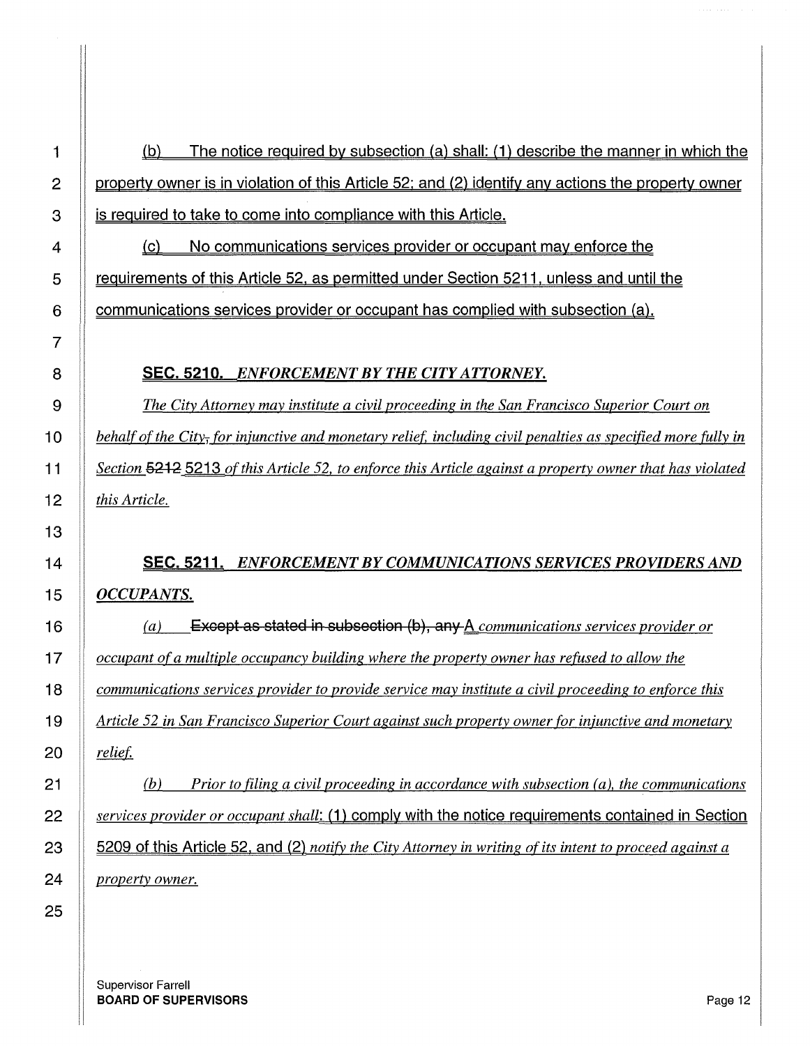(b) The notice required by subsection (a) shall: (1) describe the manner in which the property owner is in violation of this Article 52; and (2) identify any actions the property owner is required to take to come into compliance with this Article.

(c) No communications services provider or occupant may enforce the requirements of this Article 52, as permitted under Section 5211, unless and until the communications services provider or occupant has complied with subsection (a).

**SEC. 5210.** *ENFORCEMENT BY THE CITY ATTORNEY.*

*The City Attorney may institute a civil proceeding in the San Francisco Superior Court on behalf of the City, for injunctive and monetary relief, including civil penalties as specified more fully in Section* ~~5212~~ 5213 *of this Article 52, to enforce this Article against a property owner that has violated this Article.*

**SEC. 5211.** *ENFORCEMENT BY COMMUNICATIONS SERVICES PROVIDERS AND OCCUPANTS.*

*(a)* ~~Except as stated in subsection (b), any~~ *A communications services provider or occupant of a multiple occupancy building where the property owner has refused to allow the communications services provider to provide service may institute a civil proceeding to enforce this Article 52 in San Francisco Superior Court against such property owner for injunctive and monetary relief.*

*(b) Prior to filing a civil proceeding in accordance with subsection (a), the communications services provider or occupant shall*: (1) comply with the notice requirements contained in Section 5209 of this Article 52, and (2) *notify the City Attorney in writing of its intent to proceed against a property owner.*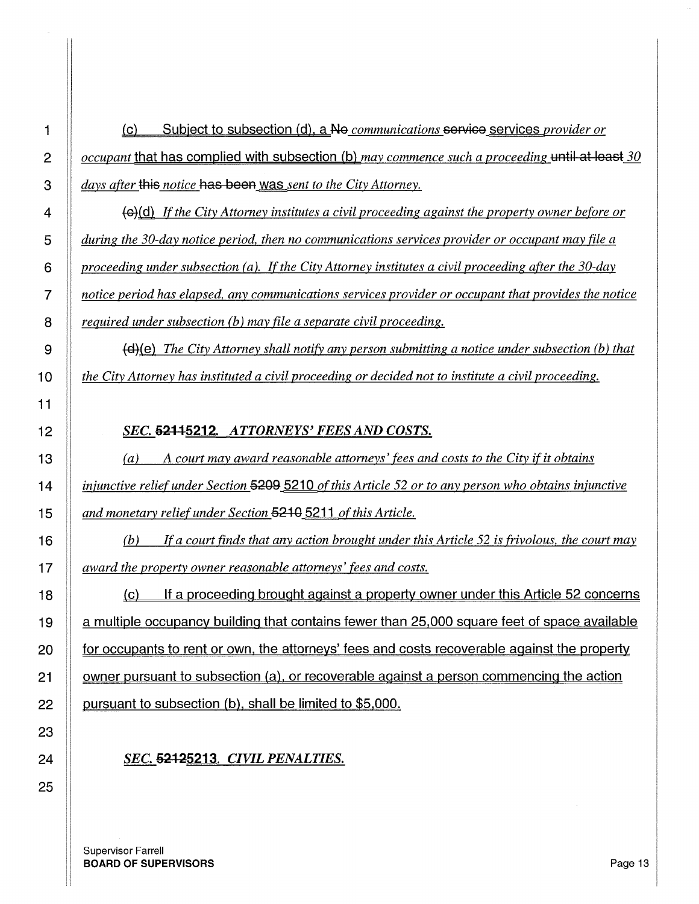(c) Subject to subsection (d), a ~~No~~ *communications* ~~service~~ services *provider or occupant* that has complied with subsection (b) *may commence such a proceeding* ~~until at least~~ *30 days after* ~~this~~ *notice* ~~has been~~ was *sent to the City Attorney.*

~~(c)~~(d) *If the City Attorney institutes a civil proceeding against the property owner before or during the 30-day notice period, then no communications services provider or occupant may file a proceeding under subsection (a). If the City Attorney institutes a civil proceeding after the 30-day notice period has elapsed, any communications services provider or occupant that provides the notice required under subsection (b) may file a separate civil proceeding.*

~~(d)~~(e) *The City Attorney shall notify any person submitting a notice under subsection (b) that the City Attorney has instituted a civil proceeding or decided not to institute a civil proceeding.*

***SEC. ~~5211~~5212. ATTORNEYS' FEES AND COSTS.***

*(a) A court may award reasonable attorneys' fees and costs to the City if it obtains injunctive relief under Section* ~~5209~~ 5210 *of this Article 52 or to any person who obtains injunctive and monetary relief under Section* ~~5210~~ 5211 *of this Article.*

*(b) If a court finds that any action brought under this Article 52 is frivolous, the court may award the property owner reasonable attorneys' fees and costs.*

(c) If a proceeding brought against a property owner under this Article 52 concerns a multiple occupancy building that contains fewer than 25,000 square feet of space available for occupants to rent or own, the attorneys' fees and costs recoverable against the property owner pursuant to subsection (a), or recoverable against a person commencing the action pursuant to subsection (b), shall be limited to $5,000.

***SEC. ~~5212~~5213. CIVIL PENALTIES.***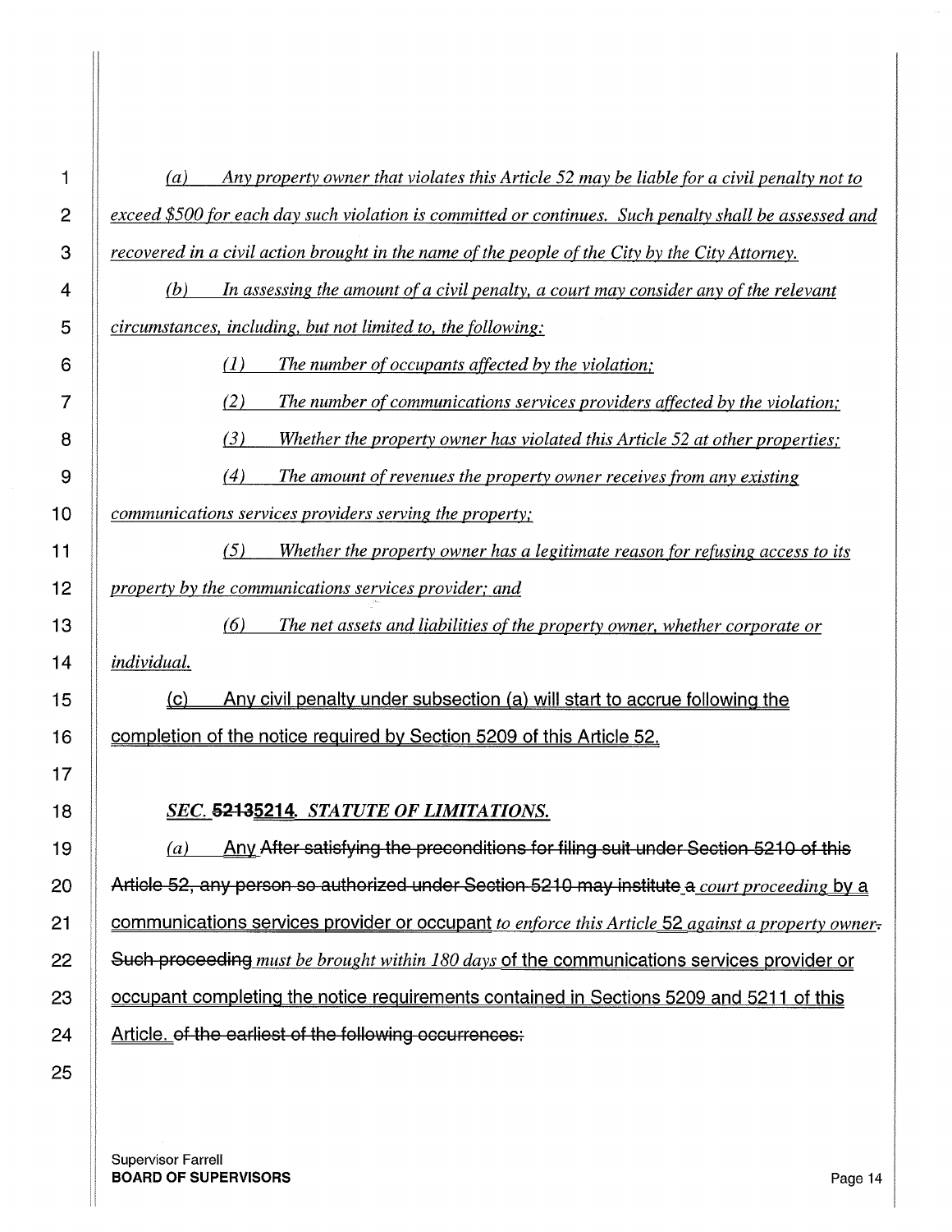*(a) Any property owner that violates this Article 52 may be liable for a civil penalty not to exceed $500 for each day such violation is committed or continues. Such penalty shall be assessed and recovered in a civil action brought in the name of the people of the City by the City Attorney.*

*(b) In assessing the amount of a civil penalty, a court may consider any of the relevant circumstances, including, but not limited to, the following:*

*(1) The number of occupants affected by the violation;*

*(2) The number of communications services providers affected by the violation;*

*(3) Whether the property owner has violated this Article 52 at other properties;*

*(4) The amount of revenues the property owner receives from any existing communications services providers serving the property;*

*(5) Whether the property owner has a legitimate reason for refusing access to its property by the communications services provider; and*

*(6) The net assets and liabilities of the property owner, whether corporate or individual.*

(c) Any civil penalty under subsection (a) will start to accrue following the completion of the notice required by Section 5209 of this Article 52.

***SEC. ~~5213~~5214. STATUTE OF LIMITATIONS.***

*(a)* Any ~~After satisfying the preconditions for filing suit under Section 5210 of this Article 52, any person so authorized under Section 5210 may institute~~ a *court proceeding* by a communications services provider or occupant *to enforce this Article* 52 *against a property owner*~~. Such proceeding~~ *must be brought within 180 days* of the communications services provider or occupant completing the notice requirements contained in Sections 5209 and 5211 of this Article. ~~of the earliest of the following occurrences:~~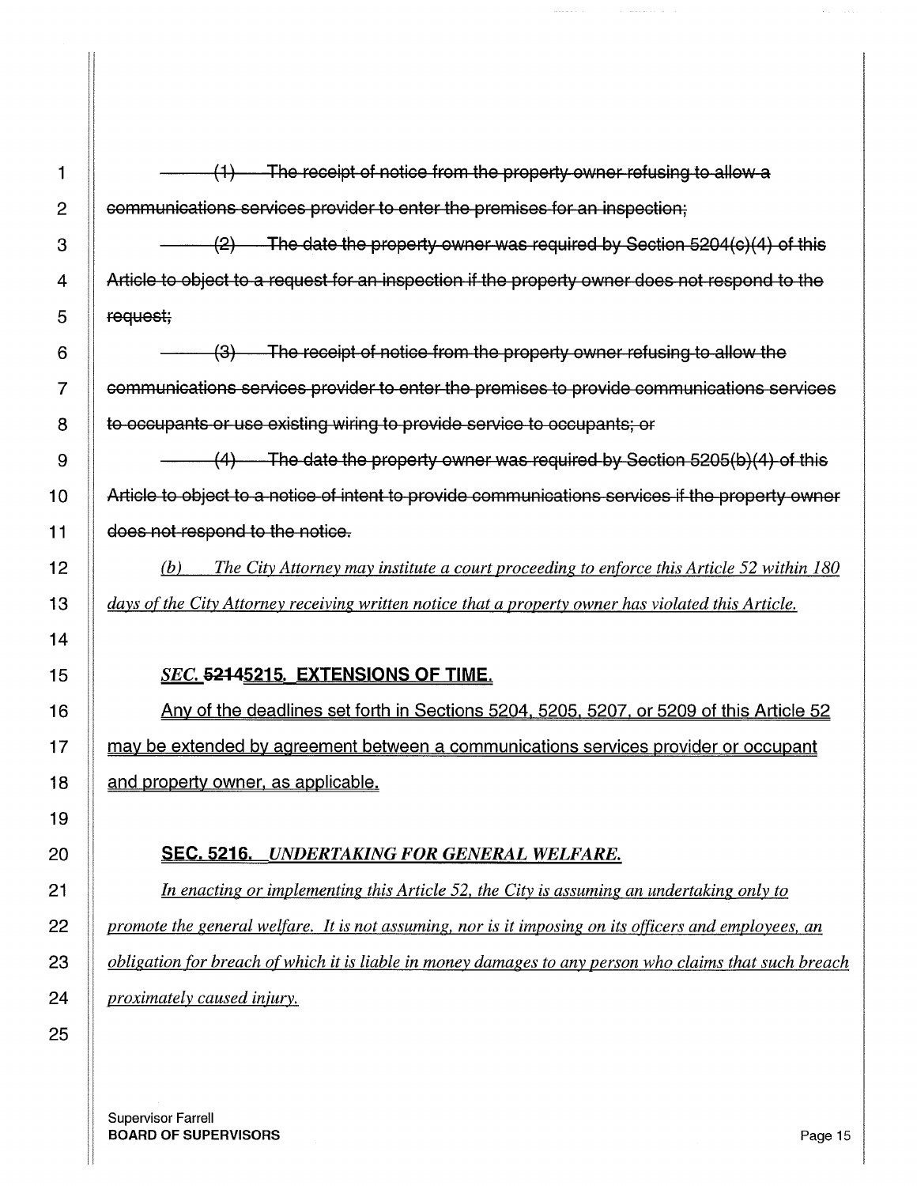~~(1) The receipt of notice from the property owner refusing to allow a communications services provider to enter the premises for an inspection;~~

~~(2) The date the property owner was required by Section 5204(c)(4) of this Article to object to a request for an inspection if the property owner does not respond to the request;~~

~~(3) The receipt of notice from the property owner refusing to allow the communications services provider to enter the premises to provide communications services to occupants or use existing wiring to provide service to occupants; or~~

~~(4) The date the property owner was required by Section 5205(b)(4) of this Article to object to a notice of intent to provide communications services if the property owner does not respond to the notice.~~

*(b) The City Attorney may institute a court proceeding to enforce this Article 52 within 180 days of the City Attorney receiving written notice that a property owner has violated this Article.*

### *SEC.* ~~5214~~5215. EXTENSIONS OF TIME.

Any of the deadlines set forth in Sections 5204, 5205, 5207, or 5209 of this Article 52 may be extended by agreement between a communications services provider or occupant and property owner, as applicable.

### SEC. 5216. *UNDERTAKING FOR GENERAL WELFARE.*

*In enacting or implementing this Article 52, the City is assuming an undertaking only to promote the general welfare. It is not assuming, nor is it imposing on its officers and employees, an obligation for breach of which it is liable in money damages to any person who claims that such breach proximately caused injury.*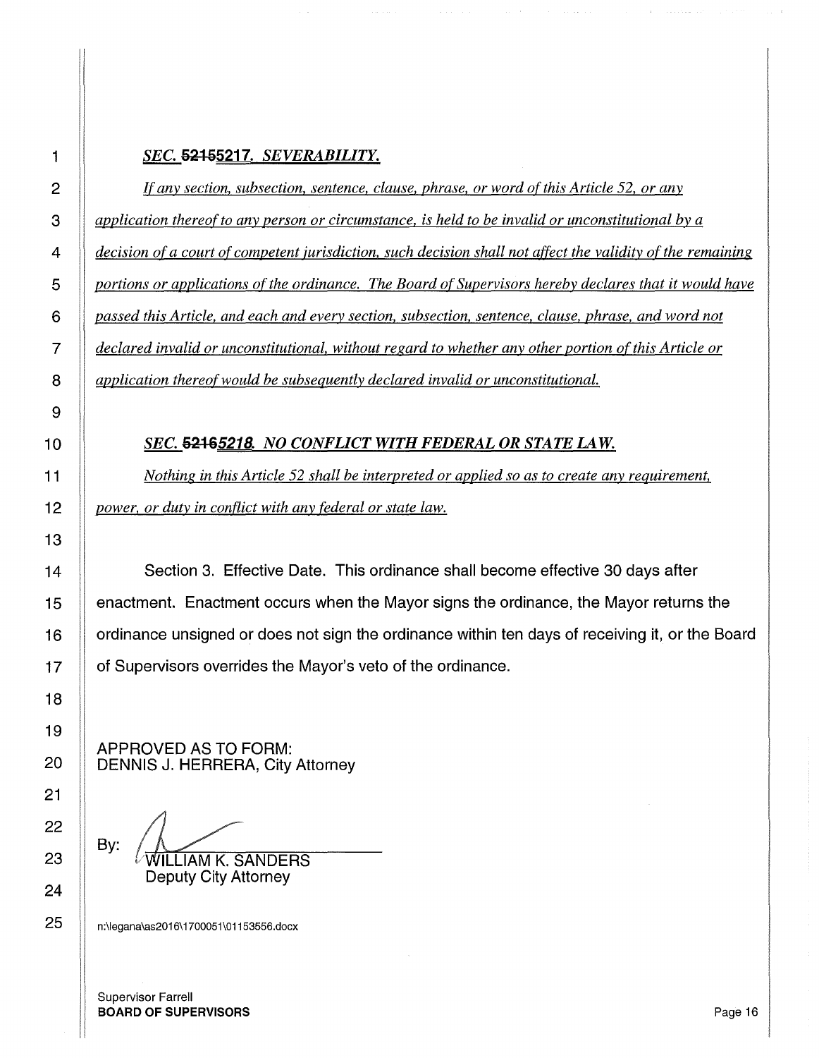***SEC. ~~5215~~5217. SEVERABILITY.***

*If any section, subsection, sentence, clause, phrase, or word of this Article 52, or any application thereof to any person or circumstance, is held to be invalid or unconstitutional by a decision of a court of competent jurisdiction, such decision shall not affect the validity of the remaining portions or applications of the ordinance. The Board of Supervisors hereby declares that it would have passed this Article, and each and every section, subsection, sentence, clause, phrase, and word not declared invalid or unconstitutional, without regard to whether any other portion of this Article or application thereof would be subsequently declared invalid or unconstitutional.*

***SEC. ~~5216~~5218. NO CONFLICT WITH FEDERAL OR STATE LAW.***

*Nothing in this Article 52 shall be interpreted or applied so as to create any requirement, power, or duty in conflict with any federal or state law.*

Section 3. Effective Date. This ordinance shall become effective 30 days after enactment. Enactment occurs when the Mayor signs the ordinance, the Mayor returns the ordinance unsigned or does not sign the ordinance within ten days of receiving it, or the Board of Supervisors overrides the Mayor's veto of the ordinance.

APPROVED AS TO FORM:
DENNIS J. HERRERA, City Attorney

By: ______________________
WILLIAM K. SANDERS
Deputy City Attorney

n:\legana\as2016\1700051\01153556.docx

Supervisor Farrell
**BOARD OF SUPERVISORS**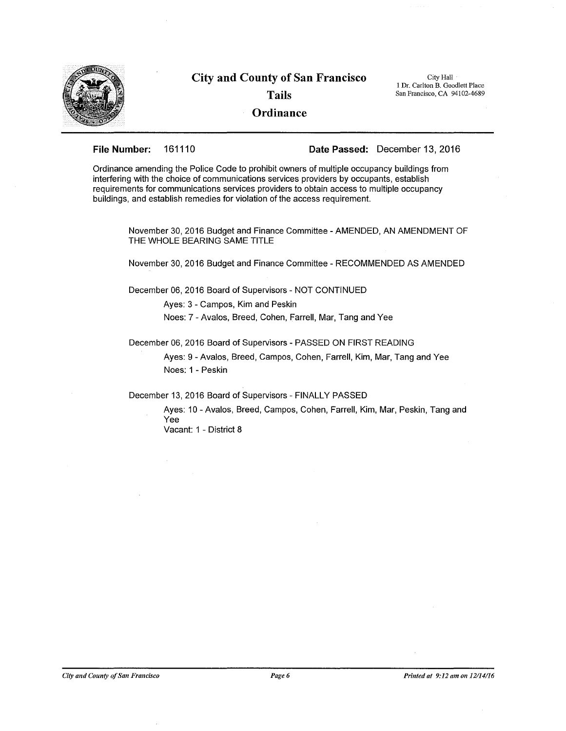# City and County of San Francisco

## Tails

## Ordinance

City Hall
1 Dr. Carlton B. Goodlett Place
San Francisco, CA 94102-4689

**File Number:** 161110 **Date Passed:** December 13, 2016

Ordinance amending the Police Code to prohibit owners of multiple occupancy buildings from interfering with the choice of communications services providers by occupants, establish requirements for communications services providers to obtain access to multiple occupancy buildings, and establish remedies for violation of the access requirement.

November 30, 2016 Budget and Finance Committee - AMENDED, AN AMENDMENT OF THE WHOLE BEARING SAME TITLE

November 30, 2016 Budget and Finance Committee - RECOMMENDED AS AMENDED

December 06, 2016 Board of Supervisors - NOT CONTINUED

Ayes: 3 - Campos, Kim and Peskin
Noes: 7 - Avalos, Breed, Cohen, Farrell, Mar, Tang and Yee

December 06, 2016 Board of Supervisors - PASSED ON FIRST READING

Ayes: 9 - Avalos, Breed, Campos, Cohen, Farrell, Kim, Mar, Tang and Yee
Noes: 1 - Peskin

December 13, 2016 Board of Supervisors - FINALLY PASSED

Ayes: 10 - Avalos, Breed, Campos, Cohen, Farrell, Kim, Mar, Peskin, Tang and Yee
Vacant: 1 - District 8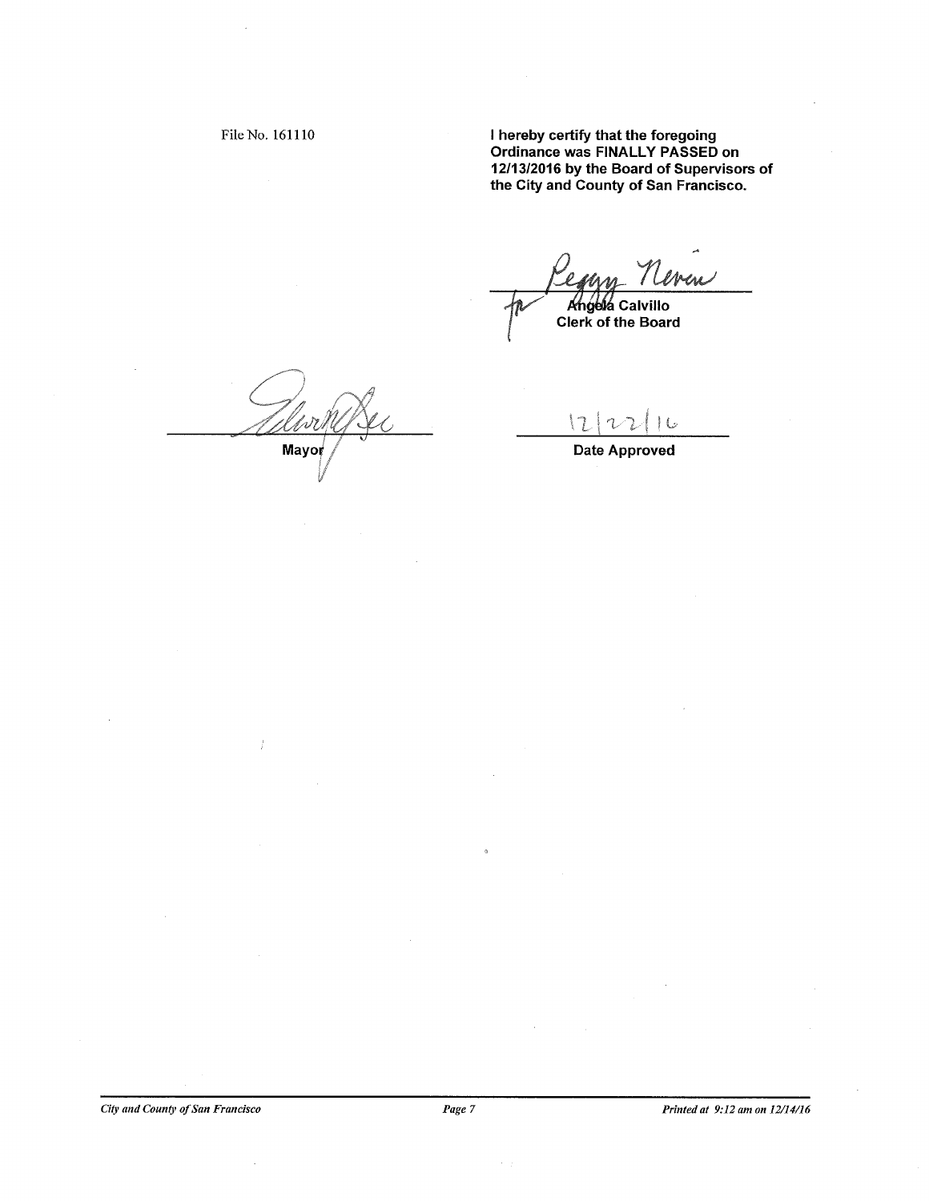File No. 161110

**I hereby certify that the foregoing Ordinance was FINALLY PASSED on 12/13/2016 by the Board of Supervisors of the City and County of San Francisco.**

for Peggy Nevin

**Angela Calvillo**
**Clerk of the Board**

**Mayor**

12/22/16

**Date Approved**